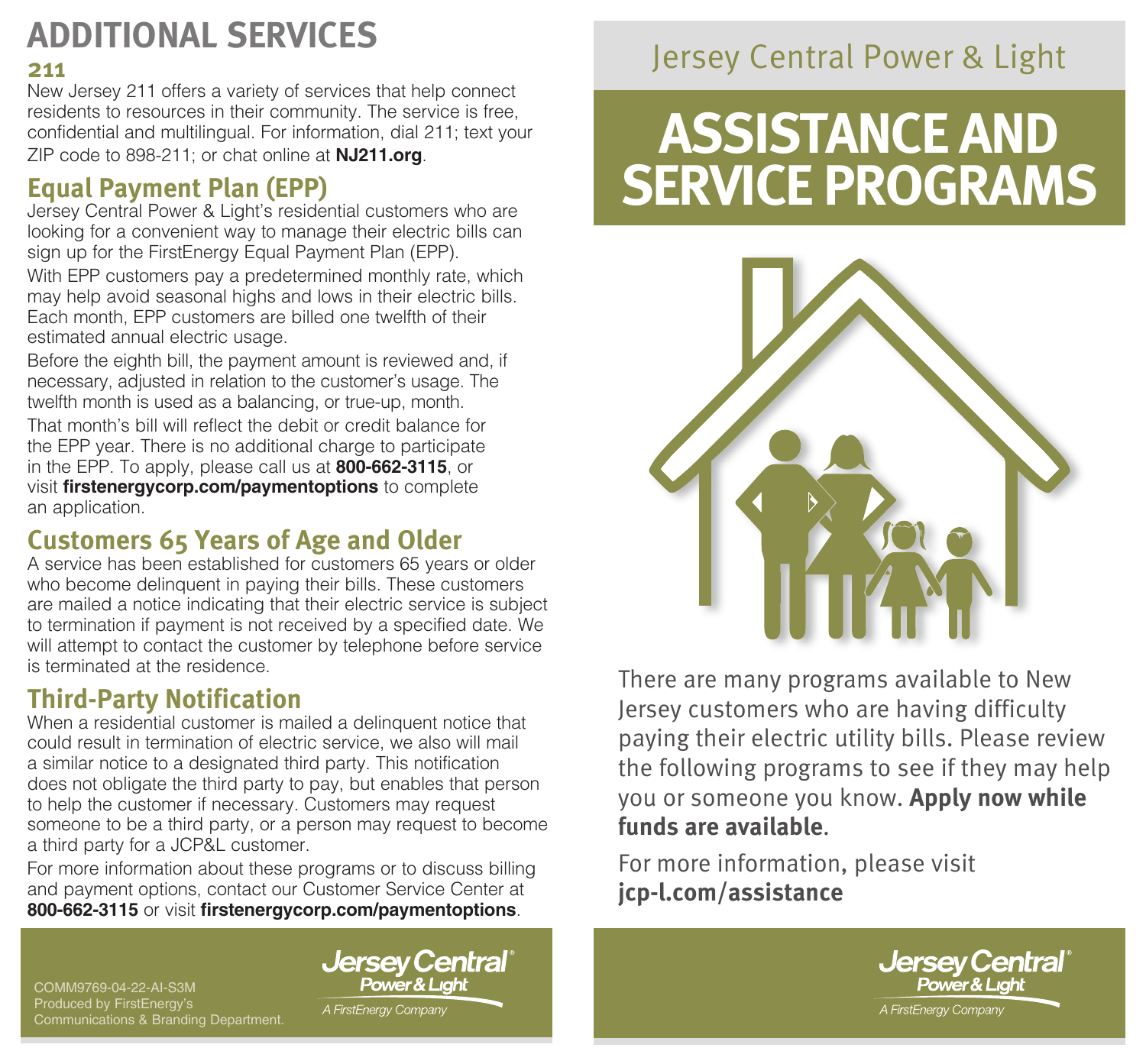# ADDITIONAL SERVICES

### 211

New Jersey 211 offers a variety of services that help connect residents to resources in their community. The service is free, confidential and multilingual. For information, dial 211; text your ZIP code to 898-211; or chat online at **NJ211.org**.

## Equal Payment Plan (EPP)

Jersey Central Power & Light's residential customers who are looking for a convenient way to manage their electric bills can sign up for the FirstEnergy Equal Payment Plan (EPP).

With EPP customers pay a predetermined monthly rate, which may help avoid seasonal highs and lows in their electric bills. Each month, EPP customers are billed one twelfth of their estimated annual electric usage.

Before the eighth bill, the payment amount is reviewed and, if necessary, adjusted in relation to the customer's usage. The twelfth month is used as a balancing, or true-up, month.

That month's bill will reflect the debit or credit balance for the EPP year. There is no additional charge to participate in the EPP. To apply, please call us at **800-662-3115**, or visit **firstenergycorp.com/paymentoptions** to complete an application.

## Customers 65 Years of Age and Older

A service has been established for customers 65 years or older who become delinquent in paying their bills. These customers are mailed a notice indicating that their electric service is subject to termination if payment is not received by a specified date. We will attempt to contact the customer by telephone before service is terminated at the residence.

## Third-Party Notification

When a residential customer is mailed a delinquent notice that could result in termination of electric service, we also will mail a similar notice to a designated third party. This notification does not obligate the third party to pay, but enables that person to help the customer if necessary. Customers may request someone to be a third party, or a person may request to become a third party for a JCP&L customer.

For more information about these programs or to discuss billing and payment options, contact our Customer Service Center at **800-662-3115** or visit **firstenergycorp.com/paymentoptions**.

COMM9769-04-22-AI-S3M
Produced by FirstEnergy's Communications & Branding Department.

Jersey Central Power & Light
A FirstEnergy Company

Jersey Central Power & Light

# ASSISTANCE AND SERVICE PROGRAMS

There are many programs available to New Jersey customers who are having difficulty paying their electric utility bills. Please review the following programs to see if they may help you or someone you know. **Apply now while funds are available.**

For more information, please visit **jcp-l.com/assistance**

Jersey Central Power & Light
A FirstEnergy Company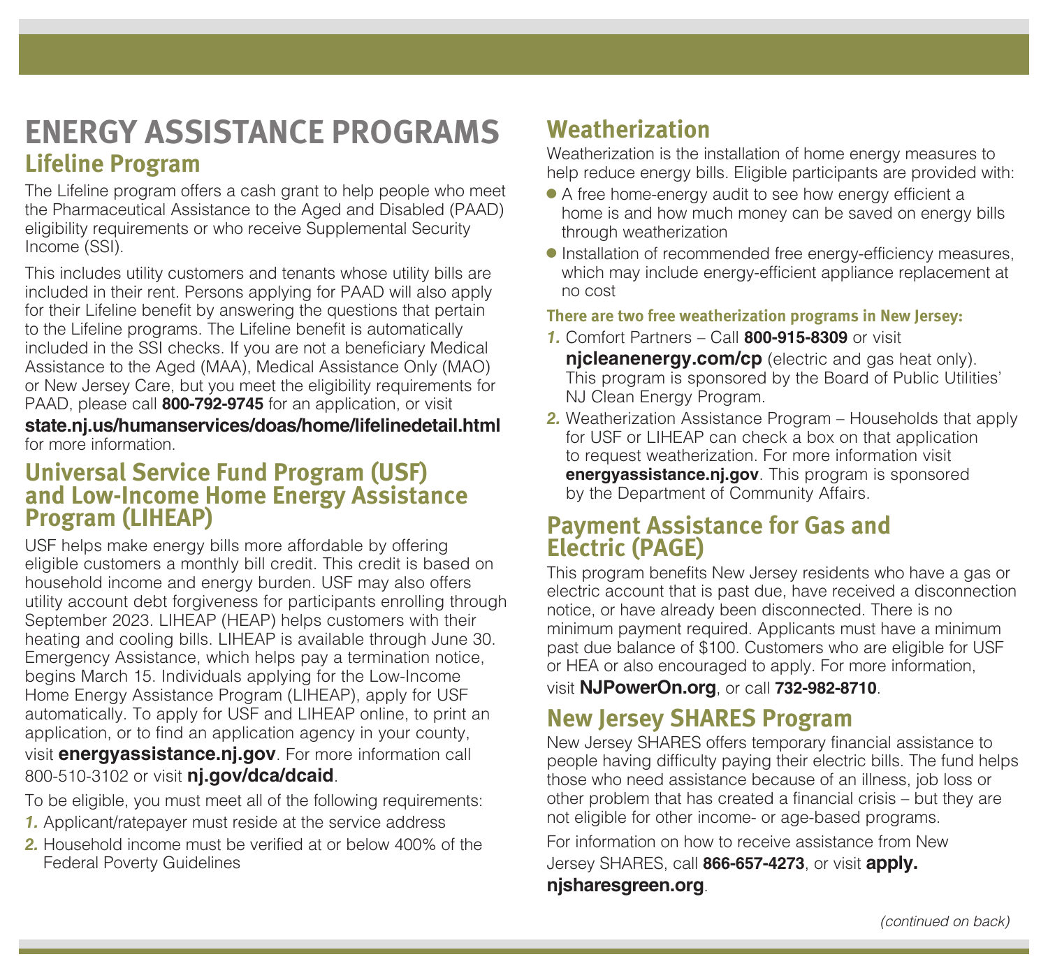# ENERGY ASSISTANCE PROGRAMS

## Lifeline Program

The Lifeline program offers a cash grant to help people who meet the Pharmaceutical Assistance to the Aged and Disabled (PAAD) eligibility requirements or who receive Supplemental Security Income (SSI).

This includes utility customers and tenants whose utility bills are included in their rent. Persons applying for PAAD will also apply for their Lifeline benefit by answering the questions that pertain to the Lifeline programs. The Lifeline benefit is automatically included in the SSI checks. If you are not a beneficiary Medical Assistance to the Aged (MAA), Medical Assistance Only (MAO) or New Jersey Care, but you meet the eligibility requirements for PAAD, please call **800-792-9745** for an application, or visit **state.nj.us/humanservices/doas/home/lifelinedetail.html** for more information.

## Universal Service Fund Program (USF) and Low-Income Home Energy Assistance Program (LIHEAP)

USF helps make energy bills more affordable by offering eligible customers a monthly bill credit. This credit is based on household income and energy burden. USF may also offers utility account debt forgiveness for participants enrolling through September 2023. LIHEAP (HEAP) helps customers with their heating and cooling bills. LIHEAP is available through June 30. Emergency Assistance, which helps pay a termination notice, begins March 15. Individuals applying for the Low-Income Home Energy Assistance Program (LIHEAP), apply for USF automatically. To apply for USF and LIHEAP online, to print an application, or to find an application agency in your county, visit **energyassistance.nj.gov**. For more information call 800-510-3102 or visit **nj.gov/dca/dcaid**.

To be eligible, you must meet all of the following requirements:

1. Applicant/ratepayer must reside at the service address
2. Household income must be verified at or below 400% of the Federal Poverty Guidelines

## Weatherization

Weatherization is the installation of home energy measures to help reduce energy bills. Eligible participants are provided with:

- A free home-energy audit to see how energy efficient a home is and how much money can be saved on energy bills through weatherization
- Installation of recommended free energy-efficiency measures, which may include energy-efficient appliance replacement at no cost

**There are two free weatherization programs in New Jersey:**

1. Comfort Partners – Call **800-915-8309** or visit **njcleanenergy.com/cp** (electric and gas heat only). This program is sponsored by the Board of Public Utilities' NJ Clean Energy Program.
2. Weatherization Assistance Program – Households that apply for USF or LIHEAP can check a box on that application to request weatherization. For more information visit **energyassistance.nj.gov**. This program is sponsored by the Department of Community Affairs.

## Payment Assistance for Gas and Electric (PAGE)

This program benefits New Jersey residents who have a gas or electric account that is past due, have received a disconnection notice, or have already been disconnected. There is no minimum payment required. Applicants must have a minimum past due balance of $100. Customers who are eligible for USF or HEA or also encouraged to apply. For more information, visit **NJPowerOn.org**, or call **732-982-8710**.

## New Jersey SHARES Program

New Jersey SHARES offers temporary financial assistance to people having difficulty paying their electric bills. The fund helps those who need assistance because of an illness, job loss or other problem that has created a financial crisis – but they are not eligible for other income- or age-based programs.

For information on how to receive assistance from New Jersey SHARES, call **866-657-4273**, or visit **apply.njsharesgreen.org**.

*(continued on back)*